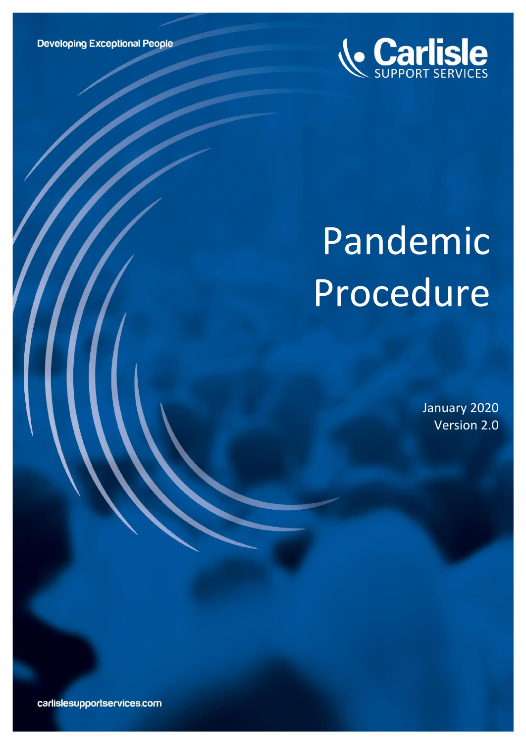Developing Exceptional People

Carlisle SUPPORT SERVICES

# Pandemic Procedure

January 2020
Version 2.0

carlislesupportservices.com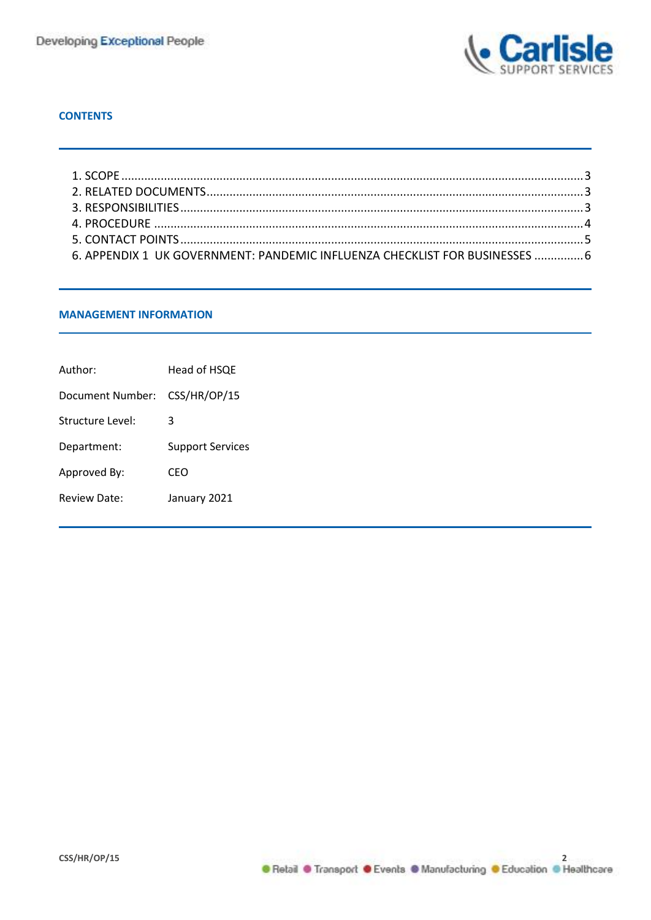## CONTENTS

1. SCOPE ..... 3
2. RELATED DOCUMENTS ..... 3
3. RESPONSIBILITIES ..... 3
4. PROCEDURE ..... 4
5. CONTACT POINTS ..... 5
6. APPENDIX 1 UK GOVERNMENT: PANDEMIC INFLUENZA CHECKLIST FOR BUSINESSES ..... 6

## MANAGEMENT INFORMATION

| | |
|---|---|
| Author: | Head of HSQE |
| Document Number: | CSS/HR/OP/15 |
| Structure Level: | 3 |
| Department: | Support Services |
| Approved By: | CEO |
| Review Date: | January 2021 |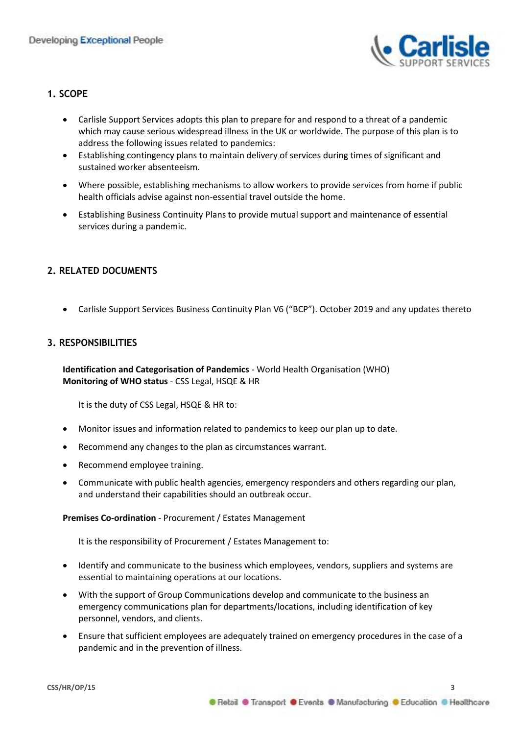## 1. SCOPE

- Carlisle Support Services adopts this plan to prepare for and respond to a threat of a pandemic which may cause serious widespread illness in the UK or worldwide. The purpose of this plan is to address the following issues related to pandemics:
- Establishing contingency plans to maintain delivery of services during times of significant and sustained worker absenteeism.
- Where possible, establishing mechanisms to allow workers to provide services from home if public health officials advise against non-essential travel outside the home.
- Establishing Business Continuity Plans to provide mutual support and maintenance of essential services during a pandemic.

## 2. RELATED DOCUMENTS

- Carlisle Support Services Business Continuity Plan V6 ("BCP"). October 2019 and any updates thereto

## 3. RESPONSIBILITIES

**Identification and Categorisation of Pandemics** - World Health Organisation (WHO)
**Monitoring of WHO status** - CSS Legal, HSQE & HR

It is the duty of CSS Legal, HSQE & HR to:

- Monitor issues and information related to pandemics to keep our plan up to date.
- Recommend any changes to the plan as circumstances warrant.
- Recommend employee training.
- Communicate with public health agencies, emergency responders and others regarding our plan, and understand their capabilities should an outbreak occur.

**Premises Co-ordination** - Procurement / Estates Management

It is the responsibility of Procurement / Estates Management to:

- Identify and communicate to the business which employees, vendors, suppliers and systems are essential to maintaining operations at our locations.
- With the support of Group Communications develop and communicate to the business an emergency communications plan for departments/locations, including identification of key personnel, vendors, and clients.
- Ensure that sufficient employees are adequately trained on emergency procedures in the case of a pandemic and in the prevention of illness.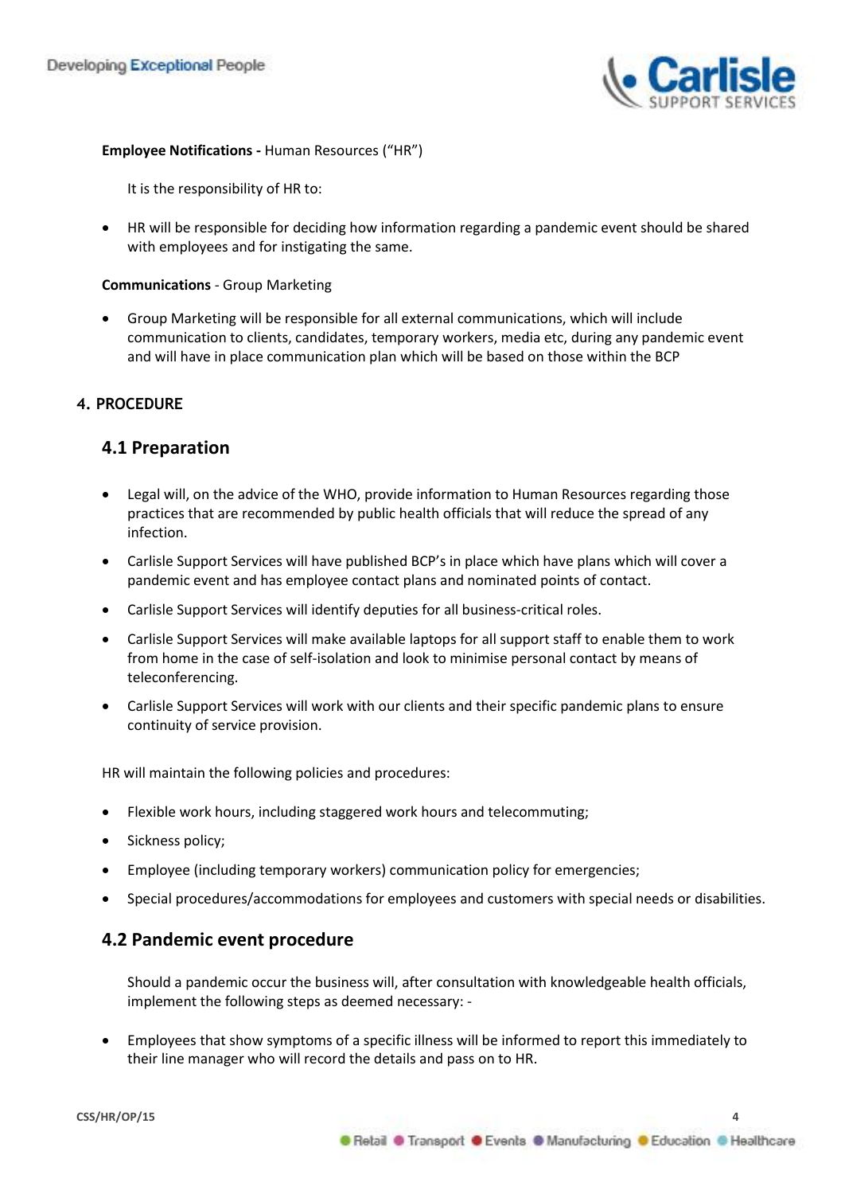**Employee Notifications -** Human Resources ("HR")

It is the responsibility of HR to:

- HR will be responsible for deciding how information regarding a pandemic event should be shared with employees and for instigating the same.

**Communications** - Group Marketing

- Group Marketing will be responsible for all external communications, which will include communication to clients, candidates, temporary workers, media etc, during any pandemic event and will have in place communication plan which will be based on those within the BCP

## 4. PROCEDURE

### 4.1 Preparation

- Legal will, on the advice of the WHO, provide information to Human Resources regarding those practices that are recommended by public health officials that will reduce the spread of any infection.
- Carlisle Support Services will have published BCP's in place which have plans which will cover a pandemic event and has employee contact plans and nominated points of contact.
- Carlisle Support Services will identify deputies for all business-critical roles.
- Carlisle Support Services will make available laptops for all support staff to enable them to work from home in the case of self-isolation and look to minimise personal contact by means of teleconferencing.
- Carlisle Support Services will work with our clients and their specific pandemic plans to ensure continuity of service provision.

HR will maintain the following policies and procedures:

- Flexible work hours, including staggered work hours and telecommuting;
- Sickness policy;
- Employee (including temporary workers) communication policy for emergencies;
- Special procedures/accommodations for employees and customers with special needs or disabilities.

### 4.2 Pandemic event procedure

Should a pandemic occur the business will, after consultation with knowledgeable health officials, implement the following steps as deemed necessary: -

- Employees that show symptoms of a specific illness will be informed to report this immediately to their line manager who will record the details and pass on to HR.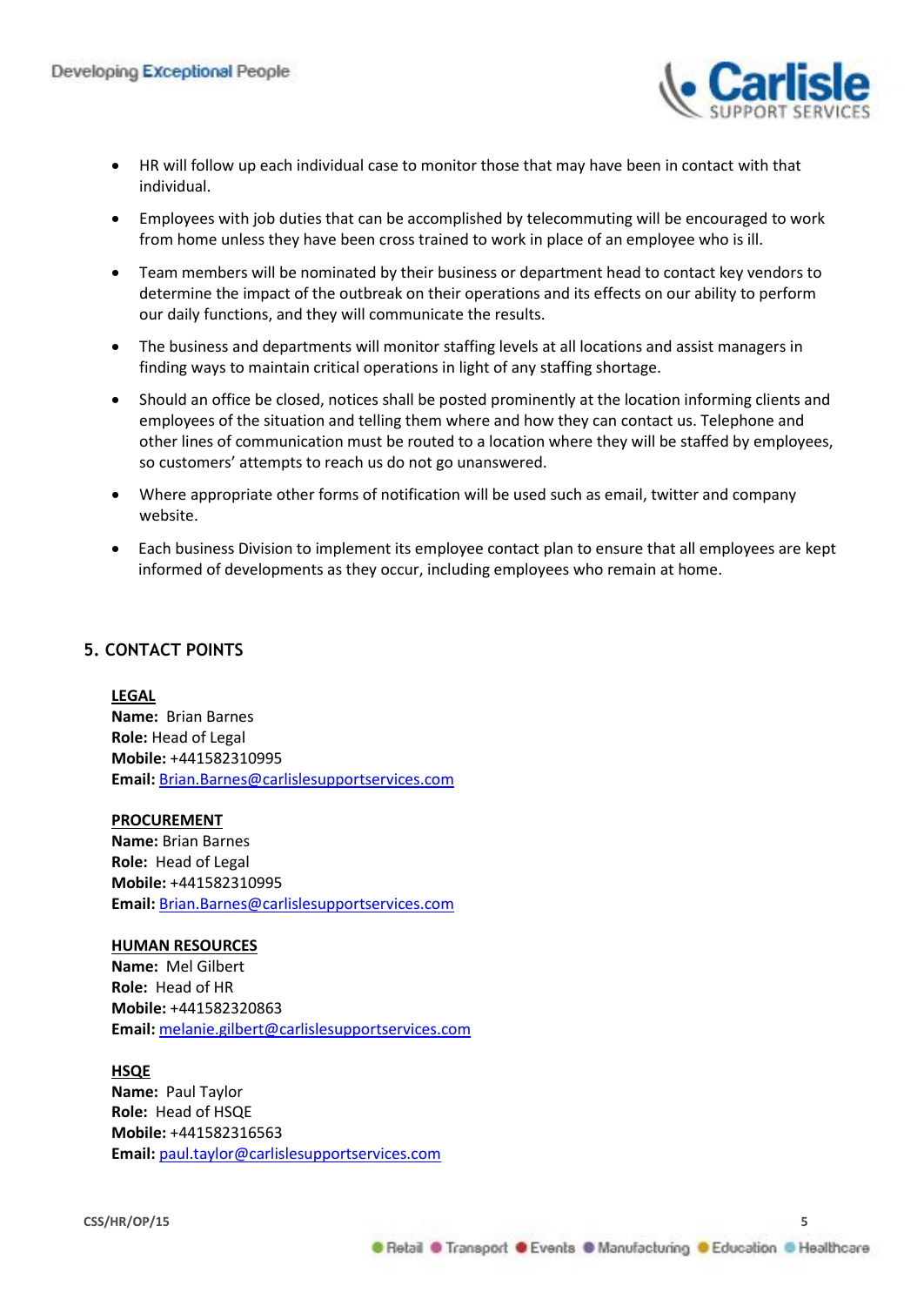- HR will follow up each individual case to monitor those that may have been in contact with that individual.
- Employees with job duties that can be accomplished by telecommuting will be encouraged to work from home unless they have been cross trained to work in place of an employee who is ill.
- Team members will be nominated by their business or department head to contact key vendors to determine the impact of the outbreak on their operations and its effects on our ability to perform our daily functions, and they will communicate the results.
- The business and departments will monitor staffing levels at all locations and assist managers in finding ways to maintain critical operations in light of any staffing shortage.
- Should an office be closed, notices shall be posted prominently at the location informing clients and employees of the situation and telling them where and how they can contact us. Telephone and other lines of communication must be routed to a location where they will be staffed by employees, so customers' attempts to reach us do not go unanswered.
- Where appropriate other forms of notification will be used such as email, twitter and company website.
- Each business Division to implement its employee contact plan to ensure that all employees are kept informed of developments as they occur, including employees who remain at home.

## 5. CONTACT POINTS

**LEGAL**
**Name:** Brian Barnes
**Role:** Head of Legal
**Mobile:** +441582310995
**Email:** Brian.Barnes@carlislesupportservices.com

**PROCUREMENT**
**Name:** Brian Barnes
**Role:** Head of Legal
**Mobile:** +441582310995
**Email:** Brian.Barnes@carlislesupportservices.com

**HUMAN RESOURCES**
**Name:** Mel Gilbert
**Role:** Head of HR
**Mobile:** +441582320863
**Email:** melanie.gilbert@carlislesupportservices.com

**HSQE**
**Name:** Paul Taylor
**Role:** Head of HSQE
**Mobile:** +441582316563
**Email:** paul.taylor@carlislesupportservices.com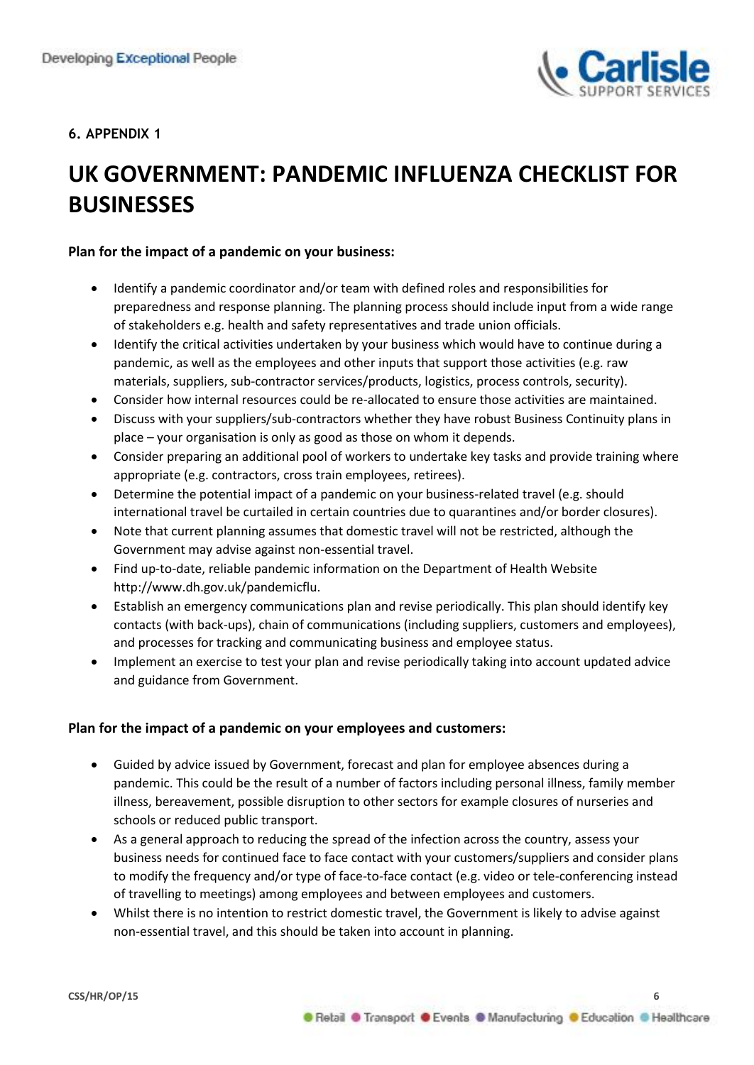## 6. APPENDIX 1

# UK GOVERNMENT: PANDEMIC INFLUENZA CHECKLIST FOR BUSINESSES

**Plan for the impact of a pandemic on your business:**

- Identify a pandemic coordinator and/or team with defined roles and responsibilities for preparedness and response planning. The planning process should include input from a wide range of stakeholders e.g. health and safety representatives and trade union officials.
- Identify the critical activities undertaken by your business which would have to continue during a pandemic, as well as the employees and other inputs that support those activities (e.g. raw materials, suppliers, sub-contractor services/products, logistics, process controls, security).
- Consider how internal resources could be re-allocated to ensure those activities are maintained.
- Discuss with your suppliers/sub-contractors whether they have robust Business Continuity plans in place – your organisation is only as good as those on whom it depends.
- Consider preparing an additional pool of workers to undertake key tasks and provide training where appropriate (e.g. contractors, cross train employees, retirees).
- Determine the potential impact of a pandemic on your business-related travel (e.g. should international travel be curtailed in certain countries due to quarantines and/or border closures).
- Note that current planning assumes that domestic travel will not be restricted, although the Government may advise against non-essential travel.
- Find up-to-date, reliable pandemic information on the Department of Health Website http://www.dh.gov.uk/pandemicflu.
- Establish an emergency communications plan and revise periodically. This plan should identify key contacts (with back-ups), chain of communications (including suppliers, customers and employees), and processes for tracking and communicating business and employee status.
- Implement an exercise to test your plan and revise periodically taking into account updated advice and guidance from Government.

**Plan for the impact of a pandemic on your employees and customers:**

- Guided by advice issued by Government, forecast and plan for employee absences during a pandemic. This could be the result of a number of factors including personal illness, family member illness, bereavement, possible disruption to other sectors for example closures of nurseries and schools or reduced public transport.
- As a general approach to reducing the spread of the infection across the country, assess your business needs for continued face to face contact with your customers/suppliers and consider plans to modify the frequency and/or type of face-to-face contact (e.g. video or tele-conferencing instead of travelling to meetings) among employees and between employees and customers.
- Whilst there is no intention to restrict domestic travel, the Government is likely to advise against non-essential travel, and this should be taken into account in planning.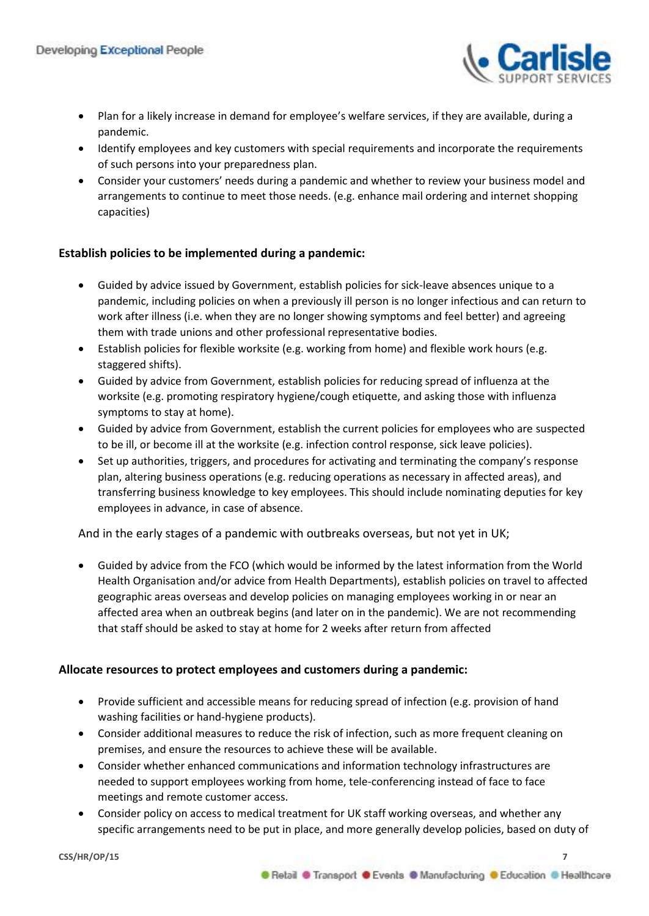- Plan for a likely increase in demand for employee's welfare services, if they are available, during a pandemic.
- Identify employees and key customers with special requirements and incorporate the requirements of such persons into your preparedness plan.
- Consider your customers' needs during a pandemic and whether to review your business model and arrangements to continue to meet those needs. (e.g. enhance mail ordering and internet shopping capacities)

**Establish policies to be implemented during a pandemic:**

- Guided by advice issued by Government, establish policies for sick-leave absences unique to a pandemic, including policies on when a previously ill person is no longer infectious and can return to work after illness (i.e. when they are no longer showing symptoms and feel better) and agreeing them with trade unions and other professional representative bodies.
- Establish policies for flexible worksite (e.g. working from home) and flexible work hours (e.g. staggered shifts).
- Guided by advice from Government, establish policies for reducing spread of influenza at the worksite (e.g. promoting respiratory hygiene/cough etiquette, and asking those with influenza symptoms to stay at home).
- Guided by advice from Government, establish the current policies for employees who are suspected to be ill, or become ill at the worksite (e.g. infection control response, sick leave policies).
- Set up authorities, triggers, and procedures for activating and terminating the company's response plan, altering business operations (e.g. reducing operations as necessary in affected areas), and transferring business knowledge to key employees. This should include nominating deputies for key employees in advance, in case of absence.

And in the early stages of a pandemic with outbreaks overseas, but not yet in UK;

- Guided by advice from the FCO (which would be informed by the latest information from the World Health Organisation and/or advice from Health Departments), establish policies on travel to affected geographic areas overseas and develop policies on managing employees working in or near an affected area when an outbreak begins (and later on in the pandemic). We are not recommending that staff should be asked to stay at home for 2 weeks after return from affected

**Allocate resources to protect employees and customers during a pandemic:**

- Provide sufficient and accessible means for reducing spread of infection (e.g. provision of hand washing facilities or hand-hygiene products).
- Consider additional measures to reduce the risk of infection, such as more frequent cleaning on premises, and ensure the resources to achieve these will be available.
- Consider whether enhanced communications and information technology infrastructures are needed to support employees working from home, tele-conferencing instead of face to face meetings and remote customer access.
- Consider policy on access to medical treatment for UK staff working overseas, and whether any specific arrangements need to be put in place, and more generally develop policies, based on duty of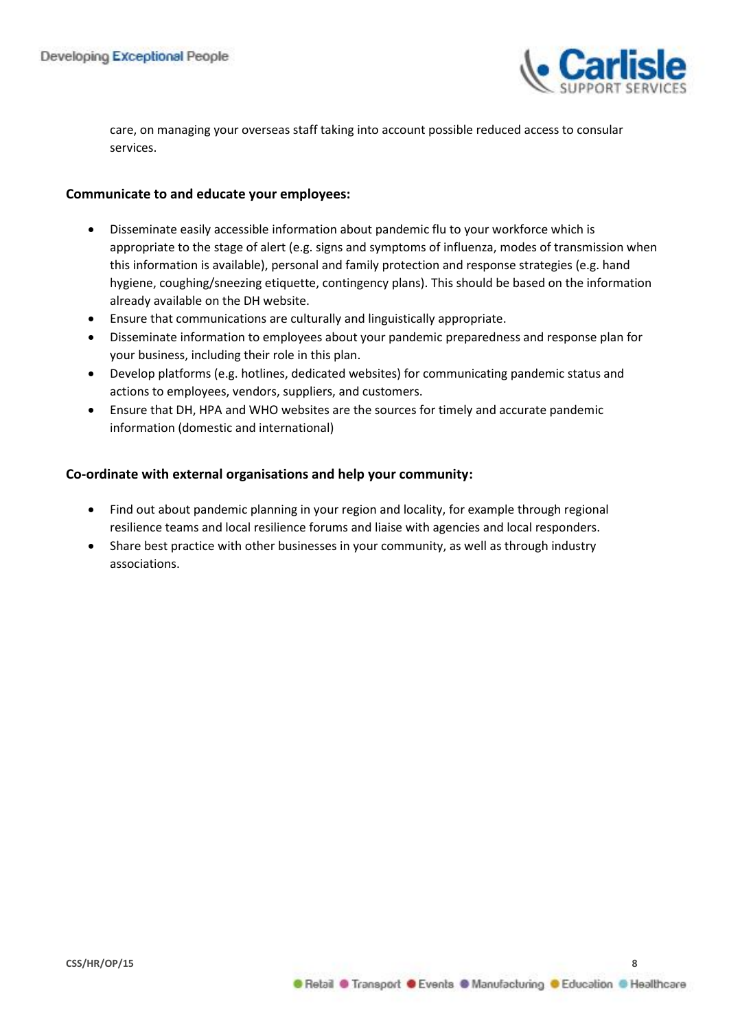care, on managing your overseas staff taking into account possible reduced access to consular services.

**Communicate to and educate your employees:**

- Disseminate easily accessible information about pandemic flu to your workforce which is appropriate to the stage of alert (e.g. signs and symptoms of influenza, modes of transmission when this information is available), personal and family protection and response strategies (e.g. hand hygiene, coughing/sneezing etiquette, contingency plans). This should be based on the information already available on the DH website.
- Ensure that communications are culturally and linguistically appropriate.
- Disseminate information to employees about your pandemic preparedness and response plan for your business, including their role in this plan.
- Develop platforms (e.g. hotlines, dedicated websites) for communicating pandemic status and actions to employees, vendors, suppliers, and customers.
- Ensure that DH, HPA and WHO websites are the sources for timely and accurate pandemic information (domestic and international)

**Co-ordinate with external organisations and help your community:**

- Find out about pandemic planning in your region and locality, for example through regional resilience teams and local resilience forums and liaise with agencies and local responders.
- Share best practice with other businesses in your community, as well as through industry associations.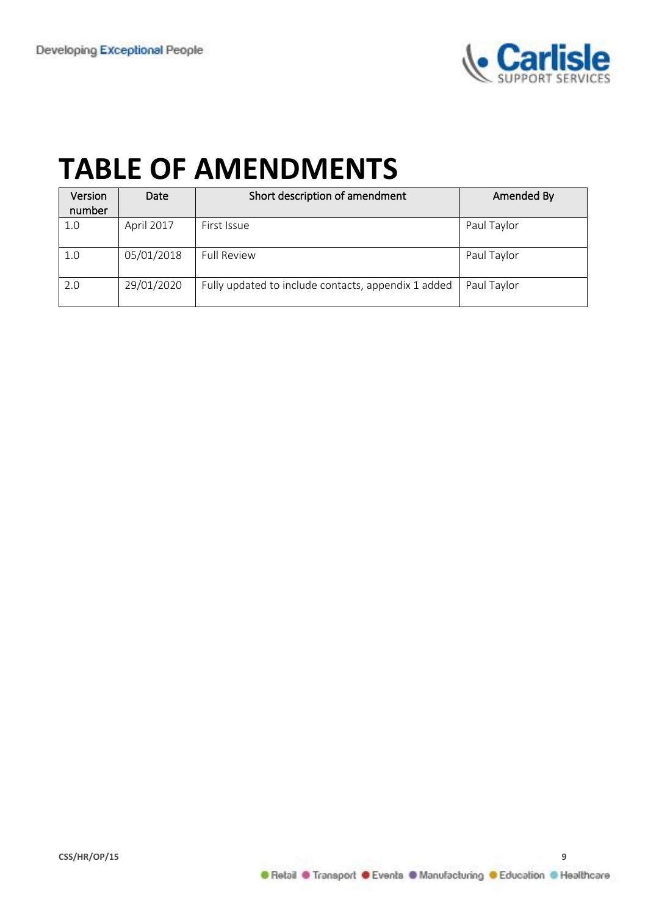# TABLE OF AMENDMENTS

| Version number | Date | Short description of amendment | Amended By |
|---|---|---|---|
| 1.0 | April 2017 | First Issue | Paul Taylor |
| 1.0 | 05/01/2018 | Full Review | Paul Taylor |
| 2.0 | 29/01/2020 | Fully updated to include contacts, appendix 1 added | Paul Taylor |